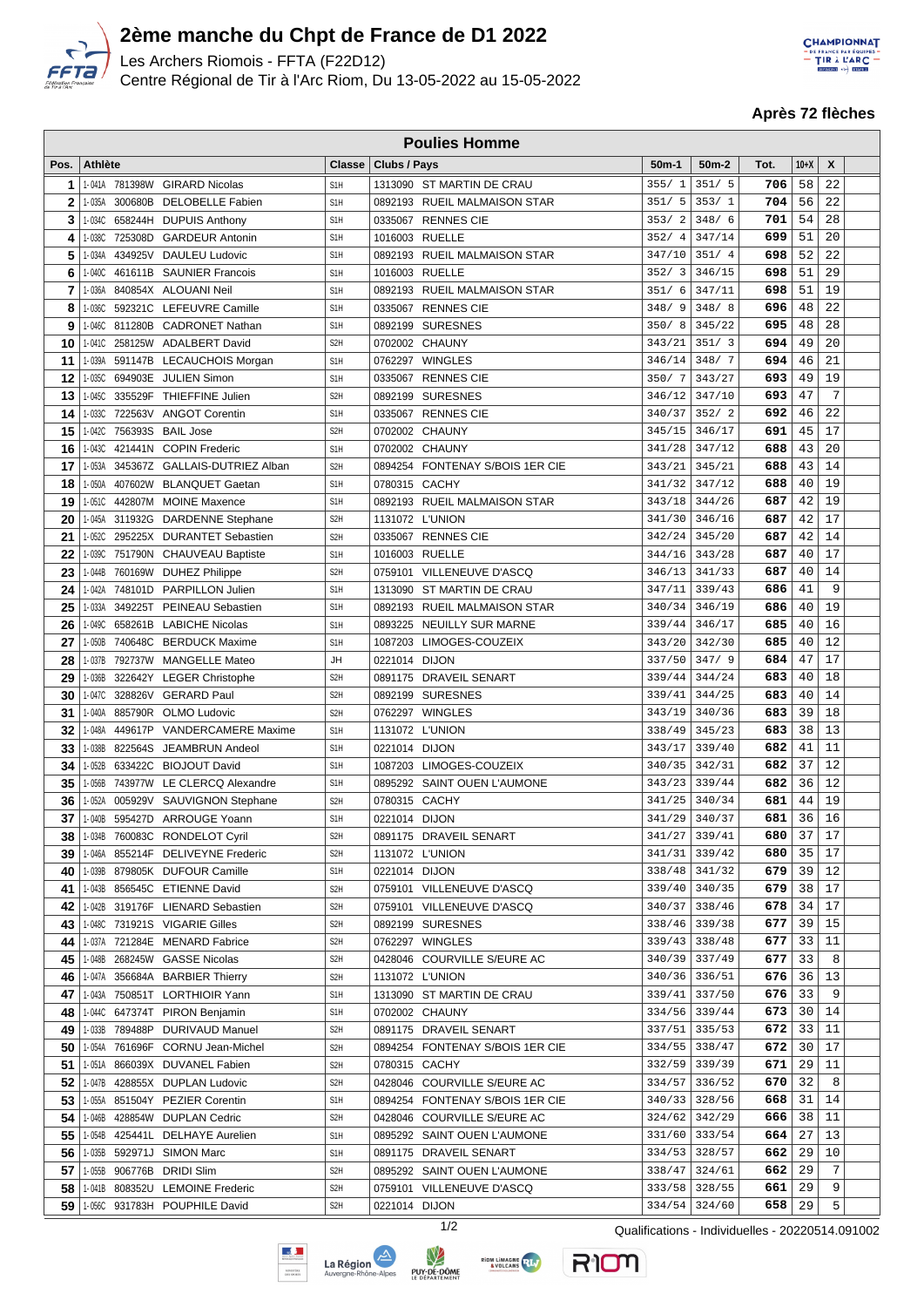# 2ème manche du Chpt de France de D1 2022

Les Archers Riomois - FFTA (F22D12)
Centre Régional de Tir à l'Arc Riom, Du 13-05-2022 au 15-05-2022

**Après 72 flèches**

| Poulies Homme | | | | | | | | | |
|---|---|---|---|---|---|---|---|---|---|
| Pos. | Athlète | Classe | Clubs / Pays | 50m-1 | 50m-2 | Tot. | 10+X | X | |
| 1 | 1-041A 781398W GIRARD Nicolas | S1H | 1313090 ST MARTIN DE CRAU | 355/ 1 | 351/ 5 | 706 | 58 | 22 | |
| 2 | 1-035A 300680B DELOBELLE Fabien | S1H | 0892193 RUEIL MALMAISON STAR | 351/ 5 | 353/ 1 | 704 | 56 | 22 | |
| 3 | 1-034C 658244H DUPUIS Anthony | S1H | 0335067 RENNES CIE | 353/ 2 | 348/ 6 | 701 | 54 | 28 | |
| 4 | 1-038C 725308D GARDEUR Antonin | S1H | 1016003 RUELLE | 352/ 4 | 347/14 | 699 | 51 | 20 | |
| 5 | 1-034A 434925V DAULEU Ludovic | S1H | 0892193 RUEIL MALMAISON STAR | 347/10 | 351/ 4 | 698 | 52 | 22 | |
| 6 | 1-040C 461611B SAUNIER Francois | S1H | 1016003 RUELLE | 352/ 3 | 346/15 | 698 | 51 | 29 | |
| 7 | 1-036A 840854X ALOUANI Neil | S1H | 0892193 RUEIL MALMAISON STAR | 351/ 6 | 347/11 | 698 | 51 | 19 | |
| 8 | 1-036C 592321C LEFEUVRE Camille | S1H | 0335067 RENNES CIE | 348/ 9 | 348/ 8 | 696 | 48 | 22 | |
| 9 | 1-046C 811280B CADRONET Nathan | S1H | 0892199 SURESNES | 350/ 8 | 345/22 | 695 | 48 | 28 | |
| 10 | 1-041C 258125W ADALBERT David | S2H | 0702002 CHAUNY | 343/21 | 351/ 3 | 694 | 49 | 20 | |
| 11 | 1-039A 591147B LECAUCHOIS Morgan | S1H | 0762297 WINGLES | 346/14 | 348/ 7 | 694 | 46 | 21 | |
| 12 | 1-035C 694903E JULIEN Simon | S1H | 0335067 RENNES CIE | 350/ 7 | 343/27 | 693 | 49 | 19 | |
| 13 | 1-045C 335529F THIEFFINE Julien | S2H | 0892199 SURESNES | 346/12 | 347/10 | 693 | 47 | 7 | |
| 14 | 1-033C 722563V ANGOT Corentin | S1H | 0335067 RENNES CIE | 340/37 | 352/ 2 | 692 | 46 | 22 | |
| 15 | 1-042C 756393S BAIL Jose | S2H | 0702002 CHAUNY | 345/15 | 346/17 | 691 | 45 | 17 | |
| 16 | 1-043C 421441N COPIN Frederic | S1H | 0702002 CHAUNY | 341/28 | 347/12 | 688 | 43 | 20 | |
| 17 | 1-053A 345367Z GALLAIS-DUTRIEZ Alban | S2H | 0894254 FONTENAY S/BOIS 1ER CIE | 343/21 | 345/21 | 688 | 43 | 14 | |
| 18 | 1-050A 407602W BLANQUET Gaetan | S1H | 0780315 CACHY | 341/32 | 347/12 | 688 | 40 | 19 | |
| 19 | 1-051C 442807M MOINE Maxence | S1H | 0892193 RUEIL MALMAISON STAR | 343/18 | 344/26 | 687 | 42 | 19 | |
| 20 | 1-045A 311932G DARDENNE Stephane | S2H | 1131072 L'UNION | 341/30 | 346/16 | 687 | 42 | 17 | |
| 21 | 1-052C 295225X DURANTET Sebastien | S2H | 0335067 RENNES CIE | 342/24 | 345/20 | 687 | 42 | 14 | |
| 22 | 1-039C 751790N CHAUVEAU Baptiste | S1H | 1016003 RUELLE | 344/16 | 343/28 | 687 | 40 | 17 | |
| 23 | 1-044B 760169W DUHEZ Philippe | S2H | 0759101 VILLENEUVE D'ASCQ | 346/13 | 341/33 | 687 | 40 | 14 | |
| 24 | 1-042A 748101D PARPILLON Julien | S1H | 1313090 ST MARTIN DE CRAU | 347/11 | 339/43 | 686 | 41 | 9 | |
| 25 | 1-033A 349225T PEINEAU Sebastien | S1H | 0892193 RUEIL MALMAISON STAR | 340/34 | 346/19 | 686 | 40 | 19 | |
| 26 | 1-049C 658261B LABICHE Nicolas | S1H | 0893225 NEUILLY SUR MARNE | 339/44 | 346/17 | 685 | 40 | 16 | |
| 27 | 1-050B 740648C BERDUCK Maxime | S1H | 1087203 LIMOGES-COUZEIX | 343/20 | 342/30 | 685 | 40 | 12 | |
| 28 | 1-037B 792737W MANGELLE Mateo | JH | 0221014 DIJON | 337/50 | 347/ 9 | 684 | 47 | 17 | |
| 29 | 1-036B 322642Y LEGER Christophe | S2H | 0891175 DRAVEIL SENART | 339/44 | 344/24 | 683 | 40 | 18 | |
| 30 | 1-047C 328826V GERARD Paul | S2H | 0892199 SURESNES | 339/41 | 344/25 | 683 | 40 | 14 | |
| 31 | 1-040A 885790R OLMO Ludovic | S2H | 0762297 WINGLES | 343/19 | 340/36 | 683 | 39 | 18 | |
| 32 | 1-048A 449617P VANDERCAMERE Maxime | S1H | 1131072 L'UNION | 338/49 | 345/23 | 683 | 38 | 13 | |
| 33 | 1-038B 822564S JEAMBRUN Andeol | S1H | 0221014 DIJON | 343/17 | 339/40 | 682 | 41 | 11 | |
| 34 | 1-052B 633422C BIOJOUT David | S1H | 1087203 LIMOGES-COUZEIX | 340/35 | 342/31 | 682 | 37 | 12 | |
| 35 | 1-056B 743977W LE CLERCQ Alexandre | S1H | 0895292 SAINT OUEN L'AUMONE | 343/23 | 339/44 | 682 | 36 | 12 | |
| 36 | 1-052A 005929V SAUVIGNON Stephane | S2H | 0780315 CACHY | 341/25 | 340/34 | 681 | 44 | 19 | |
| 37 | 1-040B 595427D ARROUGE Yoann | S1H | 0221014 DIJON | 341/29 | 340/37 | 681 | 36 | 16 | |
| 38 | 1-034B 760083C RONDELOT Cyril | S2H | 0891175 DRAVEIL SENART | 341/27 | 339/41 | 680 | 37 | 17 | |
| 39 | 1-046A 855214F DELIVEYNE Frederic | S2H | 1131072 L'UNION | 341/31 | 339/42 | 680 | 35 | 17 | |
| 40 | 1-039B 879805K DUFOUR Camille | S1H | 0221014 DIJON | 338/48 | 341/32 | 679 | 39 | 12 | |
| 41 | 1-043B 856545C ETIENNE David | S2H | 0759101 VILLENEUVE D'ASCQ | 339/40 | 340/35 | 679 | 38 | 17 | |
| 42 | 1-042B 319176F LIENARD Sebastien | S2H | 0759101 VILLENEUVE D'ASCQ | 340/37 | 338/46 | 678 | 34 | 17 | |
| 43 | 1-048C 731921S VIGARIE Gilles | S2H | 0892199 SURESNES | 338/46 | 339/38 | 677 | 39 | 15 | |
| 44 | 1-037A 721284E MENARD Fabrice | S2H | 0762297 WINGLES | 339/43 | 338/48 | 677 | 33 | 11 | |
| 45 | 1-048B 268245W GASSE Nicolas | S2H | 0428046 COURVILLE S/EURE AC | 340/39 | 337/49 | 677 | 33 | 8 | |
| 46 | 1-047A 356684A BARBIER Thierry | S2H | 1131072 L'UNION | 340/36 | 336/51 | 676 | 36 | 13 | |
| 47 | 1-043A 750851T LORTHIOIR Yann | S1H | 1313090 ST MARTIN DE CRAU | 339/41 | 337/50 | 676 | 33 | 9 | |
| 48 | 1-044C 647374T PIRON Benjamin | S1H | 0702002 CHAUNY | 334/56 | 339/44 | 673 | 30 | 14 | |
| 49 | 1-033B 789488P DURIVAUD Manuel | S2H | 0891175 DRAVEIL SENART | 337/51 | 335/53 | 672 | 33 | 11 | |
| 50 | 1-054A 761696F CORNU Jean-Michel | S2H | 0894254 FONTENAY S/BOIS 1ER CIE | 334/55 | 338/47 | 672 | 30 | 17 | |
| 51 | 1-051A 866039X DUVANEL Fabien | S2H | 0780315 CACHY | 332/59 | 339/39 | 671 | 29 | 11 | |
| 52 | 1-047B 428855X DUPLAN Ludovic | S2H | 0428046 COURVILLE S/EURE AC | 334/57 | 336/52 | 670 | 32 | 8 | |
| 53 | 1-055A 851504Y PEZIER Corentin | S1H | 0894254 FONTENAY S/BOIS 1ER CIE | 340/33 | 328/56 | 668 | 31 | 14 | |
| 54 | 1-046B 428854W DUPLAN Cedric | S2H | 0428046 COURVILLE S/EURE AC | 324/62 | 342/29 | 666 | 38 | 11 | |
| 55 | 1-054B 425441L DELHAYE Aurelien | S1H | 0895292 SAINT OUEN L'AUMONE | 331/60 | 333/54 | 664 | 27 | 13 | |
| 56 | 1-035B 592971J SIMON Marc | S1H | 0891175 DRAVEIL SENART | 334/53 | 328/57 | 662 | 29 | 10 | |
| 57 | 1-055B 906776B DRIDI Slim | S2H | 0895292 SAINT OUEN L'AUMONE | 338/47 | 324/61 | 662 | 29 | 7 | |
| 58 | 1-041B 808352U LEMOINE Frederic | S2H | 0759101 VILLENEUVE D'ASCQ | 333/58 | 328/55 | 661 | 29 | 9 | |
| 59 | 1-056C 931783H POUPHILE David | S2H | 0221014 DIJON | 334/54 | 324/60 | 658 | 29 | 5 | |

Qualifications - Individuelles - 20220514.091002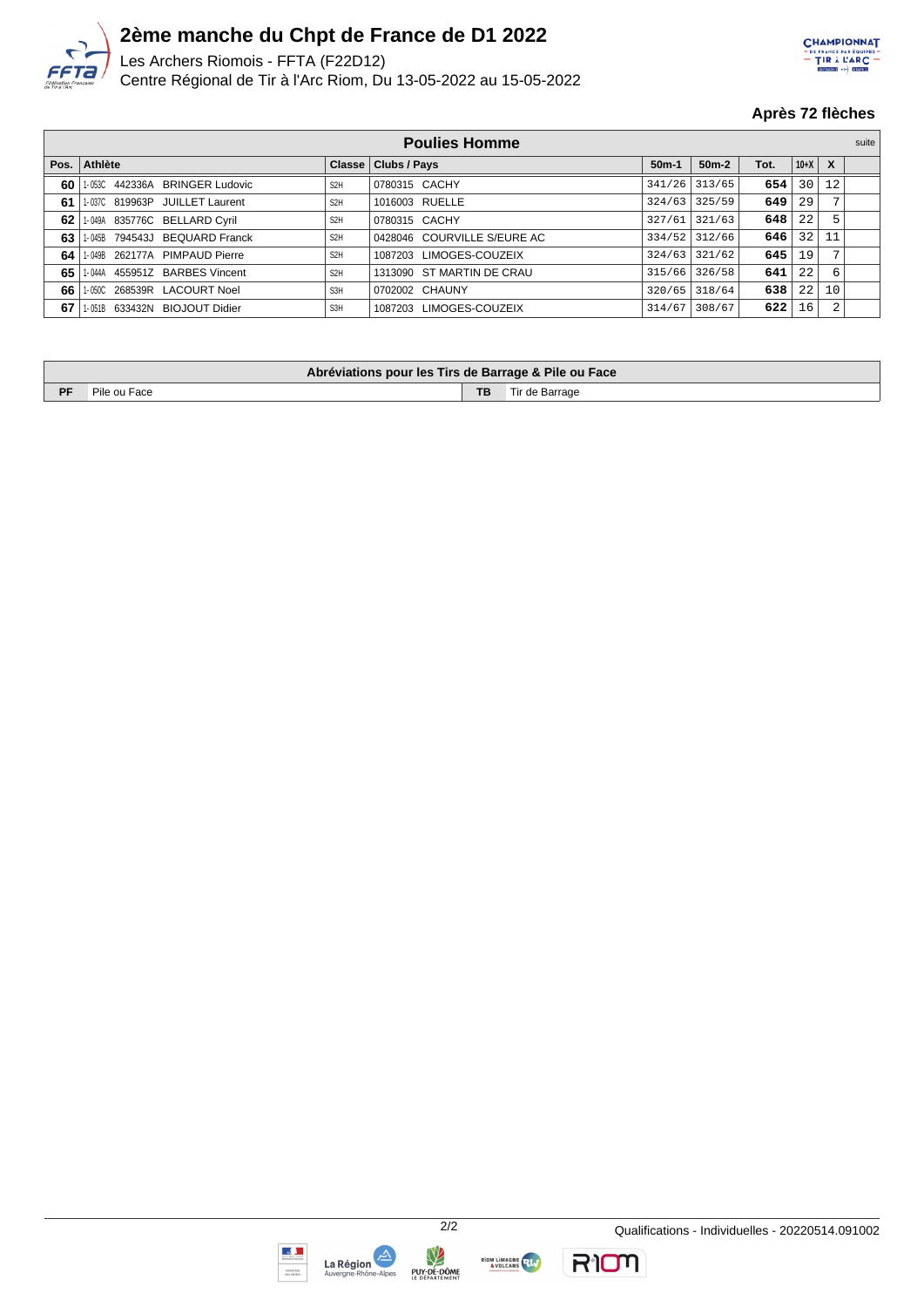# 2ème manche du Chpt de France de D1 2022

Les Archers Riomois - FFTA (F22D12)
Centre Régional de Tir à l'Arc Riom, Du 13-05-2022 au 15-05-2022

**Après 72 flèches**

## Poulies Homme

suite

| Pos. | Athlète | Classe | Clubs / Pays | 50m-1 | 50m-2 | Tot. | 10+X | X | |
|---|---|---|---|---|---|---|---|---|---|
| 60 | 1-053C 442336A BRINGER Ludovic | S2H | 0780315 CACHY | 341/26 | 313/65 | 654 | 30 | 12 | |
| 61 | 1-037C 819963P JUILLET Laurent | S2H | 1016003 RUELLE | 324/63 | 325/59 | 649 | 29 | 7 | |
| 62 | 1-049A 835776C BELLARD Cyril | S2H | 0780315 CACHY | 327/61 | 321/63 | 648 | 22 | 5 | |
| 63 | 1-045B 794543J BEQUARD Franck | S2H | 0428046 COURVILLE S/EURE AC | 334/52 | 312/66 | 646 | 32 | 11 | |
| 64 | 1-049B 262177A PIMPAUD Pierre | S2H | 1087203 LIMOGES-COUZEIX | 324/63 | 321/62 | 645 | 19 | 7 | |
| 65 | 1-044A 455951Z BARBES Vincent | S2H | 1313090 ST MARTIN DE CRAU | 315/66 | 326/58 | 641 | 22 | 6 | |
| 66 | 1-050C 268539R LACOURT Noel | S3H | 0702002 CHAUNY | 320/65 | 318/64 | 638 | 22 | 10 | |
| 67 | 1-051B 633432N BIOJOUT Didier | S3H | 1087203 LIMOGES-COUZEIX | 314/67 | 308/67 | 622 | 16 | 2 | |

| Abréviations pour les Tirs de Barrage & Pile ou Face | | | |
|---|---|---|---|
| PF | Pile ou Face | TB | Tir de Barrage |

Qualifications - Individuelles - 20220514.091002